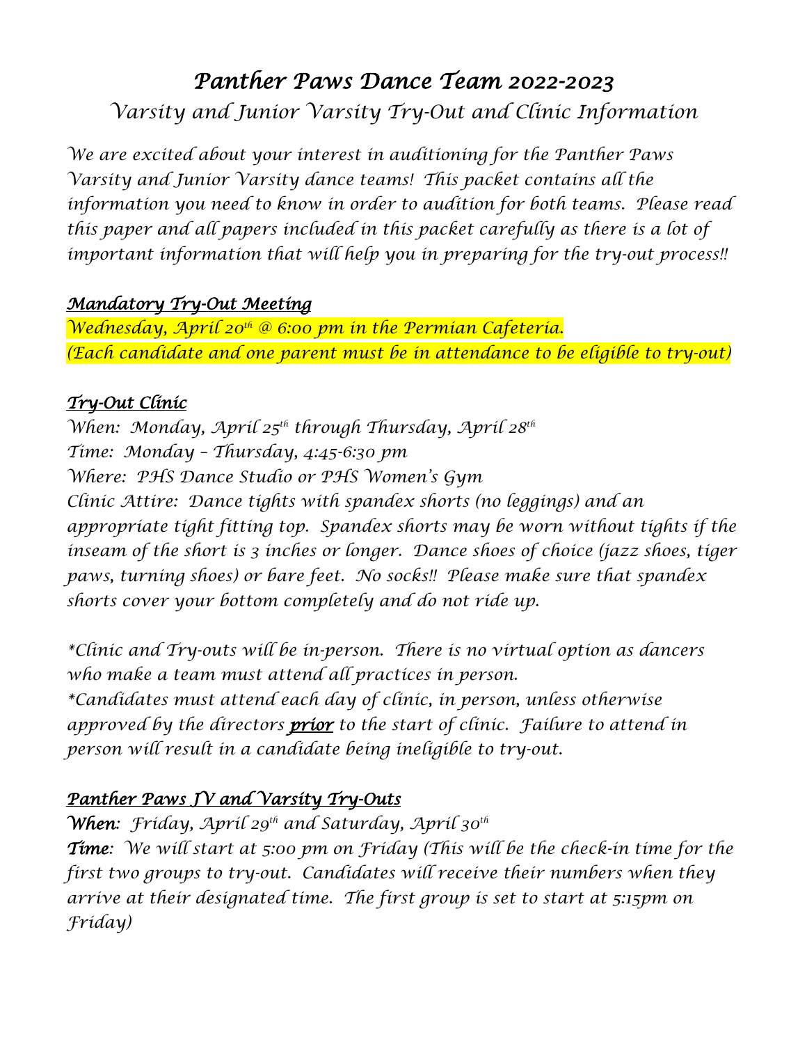# *Panther Paws Dance Team 2022-2023*

## *Varsity and Junior Varsity Try-Out and Clinic Information*

*We are excited about your interest in auditioning for the Panther Paws Varsity and Junior Varsity dance teams! This packet contains all the information you need to know in order to audition for both teams. Please read this paper and all papers included in this packet carefully as there is a lot of important information that will help you in preparing for the try-out process!!*

### ***Mandatory Try-Out Meeting***

*Wednesday, April 20th @ 6:00 pm in the Permian Cafeteria.*
*(Each candidate and one parent must be in attendance to be eligible to try-out)*

### ***Try-Out Clinic***

*When: Monday, April 25th through Thursday, April 28th*
*Time: Monday – Thursday, 4:45-6:30 pm*
*Where: PHS Dance Studio or PHS Women's Gym*
*Clinic Attire: Dance tights with spandex shorts (no leggings) and an appropriate tight fitting top. Spandex shorts may be worn without tights if the inseam of the short is 3 inches or longer. Dance shoes of choice (jazz shoes, tiger paws, turning shoes) or bare feet. No socks!! Please make sure that spandex shorts cover your bottom completely and do not ride up.*

*\*Clinic and Try-outs will be in-person. There is no virtual option as dancers who make a team must attend all practices in person.*
*\*Candidates must attend each day of clinic, in person, unless otherwise approved by the directors **prior** to the start of clinic. Failure to attend in person will result in a candidate being ineligible to try-out.*

### ***Panther Paws JV and Varsity Try-Outs***

***When**: Friday, April 29th and Saturday, April 30th*
***Time**: We will start at 5:00 pm on Friday (This will be the check-in time for the first two groups to try-out. Candidates will receive their numbers when they arrive at their designated time. The first group is set to start at 5:15pm on Friday)*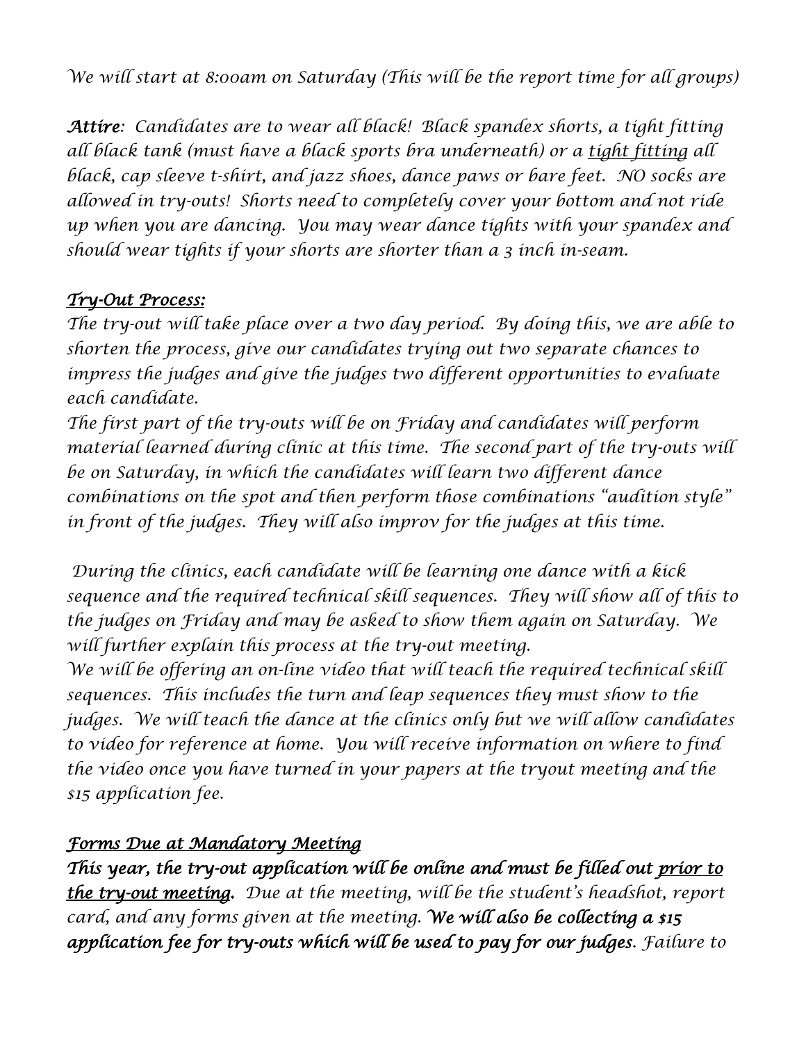*We will start at 8:00am on Saturday (This will be the report time for all groups)*

***Attire**: Candidates are to wear all black! Black spandex shorts, a tight fitting all black tank (must have a black sports bra underneath) or a tight fitting all black, cap sleeve t-shirt, and jazz shoes, dance paws or bare feet. NO socks are allowed in try-outs! Shorts need to completely cover your bottom and not ride up when you are dancing. You may wear dance tights with your spandex and should wear tights if your shorts are shorter than a 3 inch in-seam.*

### *Try-Out Process:*

*The try-out will take place over a two day period. By doing this, we are able to shorten the process, give our candidates trying out two separate chances to impress the judges and give the judges two different opportunities to evaluate each candidate.*

*The first part of the try-outs will be on Friday and candidates will perform material learned during clinic at this time. The second part of the try-outs will be on Saturday, in which the candidates will learn two different dance combinations on the spot and then perform those combinations "audition style" in front of the judges. They will also improv for the judges at this time.*

*During the clinics, each candidate will be learning one dance with a kick sequence and the required technical skill sequences. They will show all of this to the judges on Friday and may be asked to show them again on Saturday. We will further explain this process at the try-out meeting.*

*We will be offering an on-line video that will teach the required technical skill sequences. This includes the turn and leap sequences they must show to the judges. We will teach the dance at the clinics only but we will allow candidates to video for reference at home. You will receive information on where to find the video once you have turned in your papers at the tryout meeting and the $15 application fee.*

### *Forms Due at Mandatory Meeting*

***This year, the try-out application will be online and must be filled out prior to the try-out meeting.** Due at the meeting, will be the student's headshot, report card, and any forms given at the meeting. **We will also be collecting a $15 application fee for try-outs which will be used to pay for our judges**. Failure to*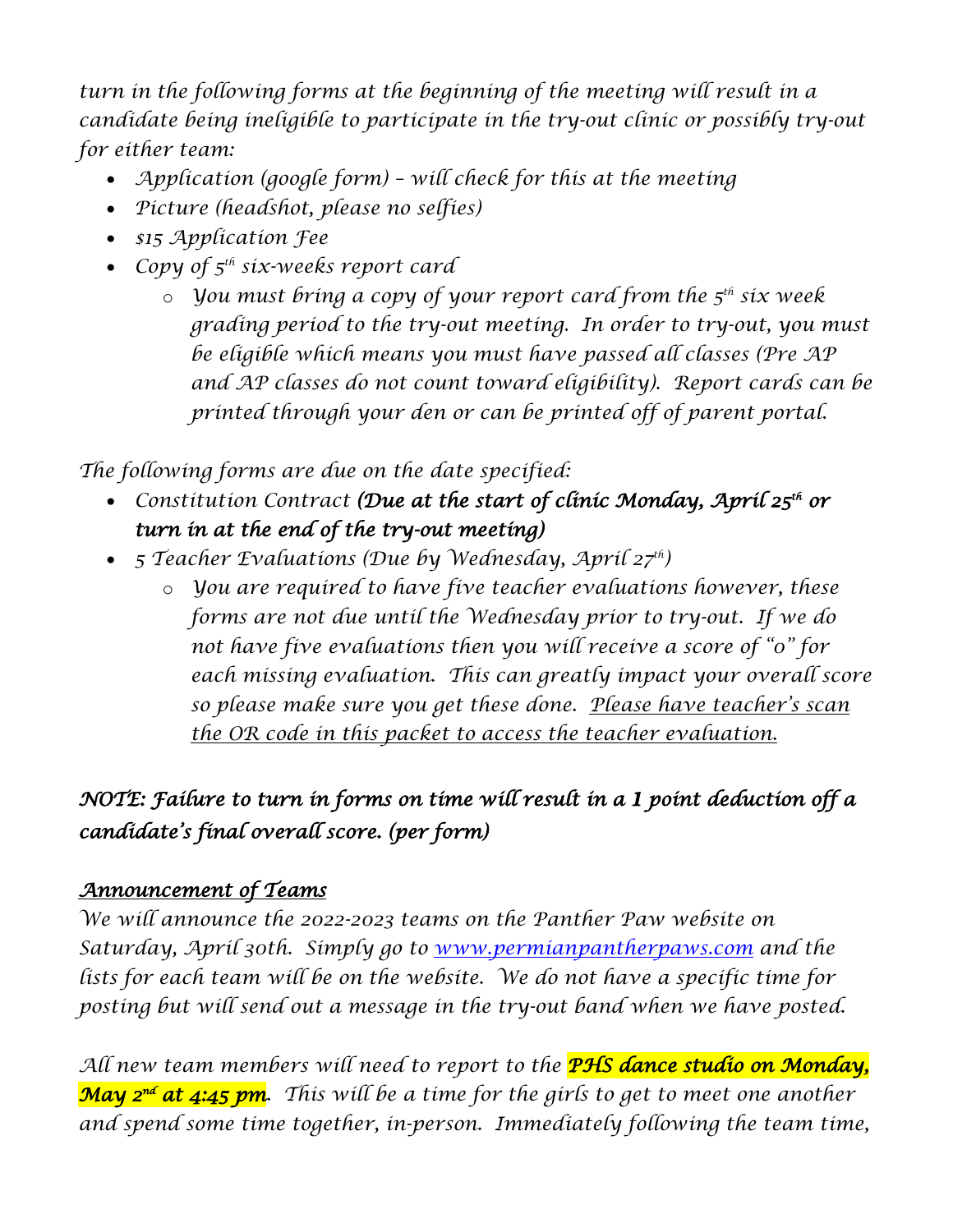*turn in the following forms at the beginning of the meeting will result in a candidate being ineligible to participate in the try-out clinic or possibly try-out for either team:*

- *Application (google form) – will check for this at the meeting*
- *Picture (headshot, please no selfies)*
- *$15 Application Fee*
- *Copy of 5th six-weeks report card*
    - *You must bring a copy of your report card from the 5th six week grading period to the try-out meeting. In order to try-out, you must be eligible which means you must have passed all classes (Pre AP and AP classes do not count toward eligibility). Report cards can be printed through your den or can be printed off of parent portal.*

*The following forms are due on the date specified:*

- *Constitution Contract* ***(Due at the start of clinic Monday, April 25th or turn in at the end of the try-out meeting)***
- *5 Teacher Evaluations (Due by Wednesday, April 27th)*
    - *You are required to have five teacher evaluations however, these forms are not due until the Wednesday prior to try-out. If we do not have five evaluations then you will receive a score of "0" for each missing evaluation. This can greatly impact your overall score so please make sure you get these done. Please have teacher's scan the QR code in this packet to access the teacher evaluation.*

***NOTE: Failure to turn in forms on time will result in a 1 point deduction off a candidate's final overall score. (per form)***

***Announcement of Teams***

*We will announce the 2022-2023 teams on the Panther Paw website on Saturday, April 30th. Simply go to [www.permianpantherpaws.com](www.permianpantherpaws.com) and the lists for each team will be on the website. We do not have a specific time for posting but will send out a message in the try-out band when we have posted.*

*All new team members will need to report to the* ***PHS dance studio on Monday, May 2nd at 4:45 pm****. This will be a time for the girls to get to meet one another and spend some time together, in-person. Immediately following the team time,*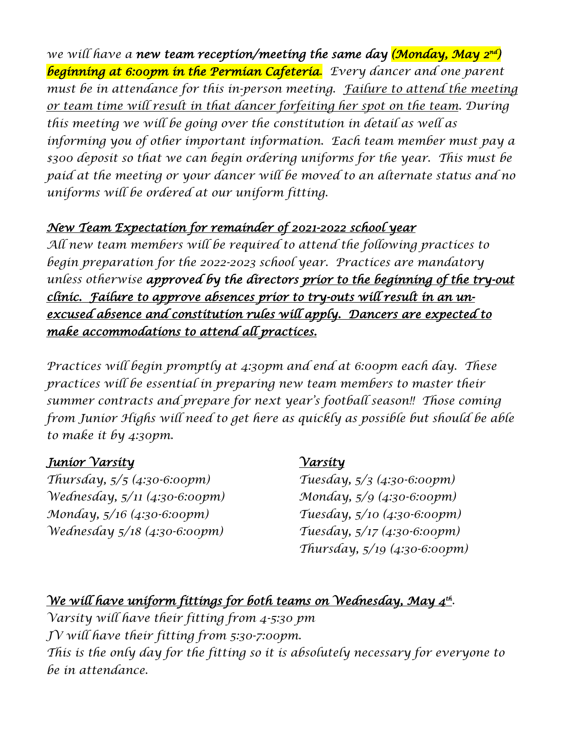*we will have a **new team reception/meeting the same day (Monday, May 2nd) beginning at 6:00pm in the Permian Cafeteria**. Every dancer and one parent must be in attendance for this in-person meeting. Failure to attend the meeting or team time will result in that dancer forfeiting her spot on the team. During this meeting we will be going over the constitution in detail as well as informing you of other important information. Each team member must pay a $300 deposit so that we can begin ordering uniforms for the year. This must be paid at the meeting or your dancer will be moved to an alternate status and no uniforms will be ordered at our uniform fitting.*

## *New Team Expectation for remainder of 2021-2022 school year*

*All new team members will be required to attend the following practices to begin preparation for the 2022-2023 school year. Practices are mandatory unless otherwise **approved by the directors prior to the beginning of the try-out clinic. Failure to approve absences prior to try-outs will result in an un-excused absence and constitution rules will apply. Dancers are expected to make accommodations to attend all practices.***

*Practices will begin promptly at 4:30pm and end at 6:00pm each day. These practices will be essential in preparing new team members to master their summer contracts and prepare for next year's football season!! Those coming from Junior Highs will need to get here as quickly as possible but should be able to make it by 4:30pm.*

| *Junior Varsity* | *Varsity* |
|---|---|
| *Thursday, 5/5 (4:30-6:00pm)* | *Tuesday, 5/3 (4:30-6:00pm)* |
| *Wednesday, 5/11 (4:30-6:00pm)* | *Monday, 5/9 (4:30-6:00pm)* |
| *Monday, 5/16 (4:30-6:00pm)* | *Tuesday, 5/10 (4:30-6:00pm)* |
| *Wednesday 5/18 (4:30-6:00pm)* | *Tuesday, 5/17 (4:30-6:00pm)* |
| | *Thursday, 5/19 (4:30-6:00pm)* |

*We will have uniform fittings for both teams on Wednesday, May 4th.*

*Varsity will have their fitting from 4-5:30 pm*

*JV will have their fitting from 5:30-7:00pm.*

*This is the only day for the fitting so it is absolutely necessary for everyone to be in attendance.*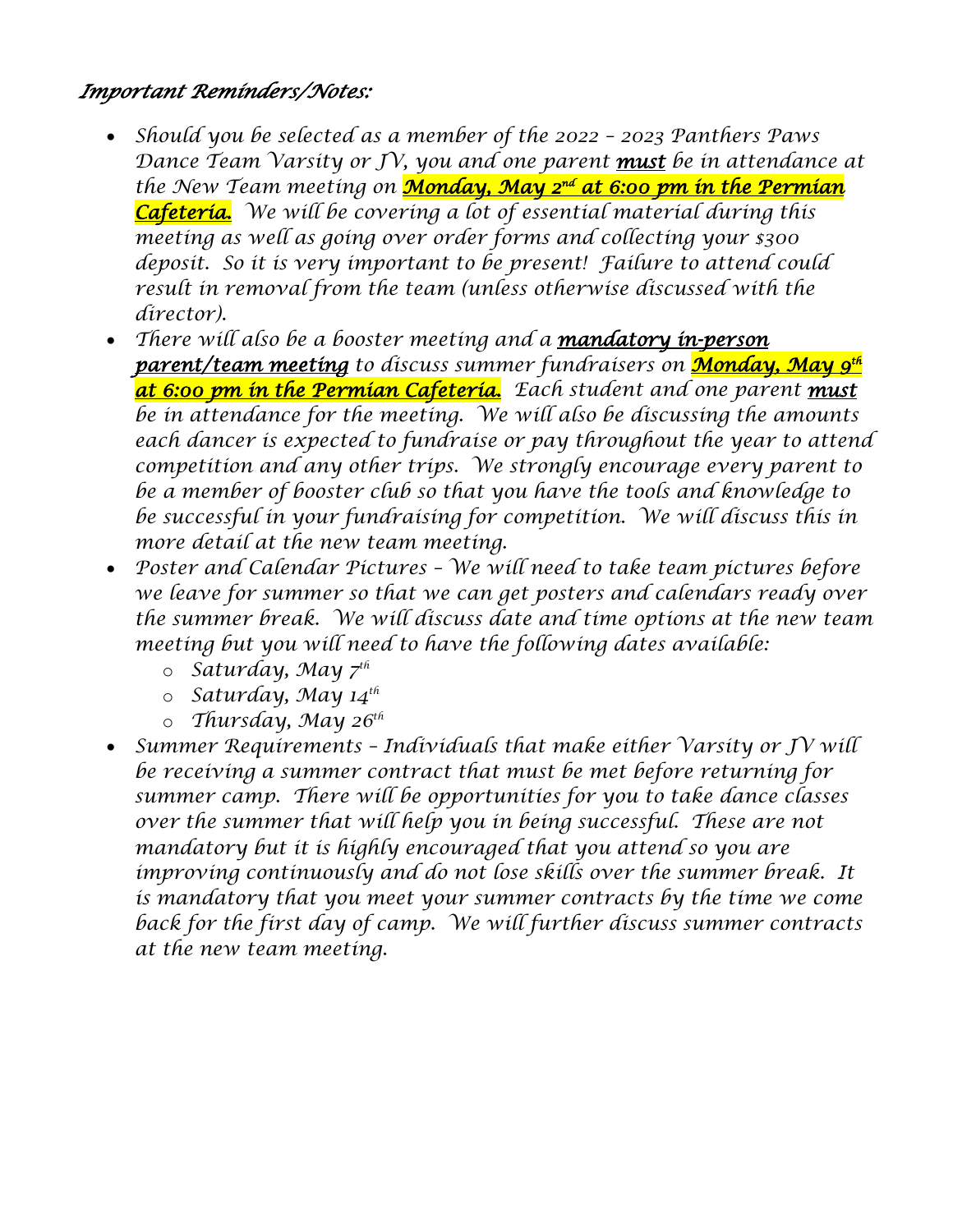## *Important Reminders/Notes:*

- *Should you be selected as a member of the 2022 – 2023 Panthers Paws Dance Team Varsity or JV, you and one parent* ***must*** *be in attendance at the New Team meeting on* ***Monday, May 2nd at 6:00 pm in the Permian Cafeteria.*** *We will be covering a lot of essential material during this meeting as well as going over order forms and collecting your $300 deposit. So it is very important to be present! Failure to attend could result in removal from the team (unless otherwise discussed with the director).*
- *There will also be a booster meeting and a* ***mandatory in-person parent/team meeting*** *to discuss summer fundraisers on* ***Monday, May 9th at 6:00 pm in the Permian Cafeteria.*** *Each student and one parent* ***must*** *be in attendance for the meeting. We will also be discussing the amounts each dancer is expected to fundraise or pay throughout the year to attend competition and any other trips. We strongly encourage every parent to be a member of booster club so that you have the tools and knowledge to be successful in your fundraising for competition. We will discuss this in more detail at the new team meeting.*
- *Poster and Calendar Pictures – We will need to take team pictures before we leave for summer so that we can get posters and calendars ready over the summer break. We will discuss date and time options at the new team meeting but you will need to have the following dates available:*
  - *Saturday, May 7th*
  - *Saturday, May 14th*
  - *Thursday, May 26th*
- *Summer Requirements – Individuals that make either Varsity or JV will be receiving a summer contract that must be met before returning for summer camp. There will be opportunities for you to take dance classes over the summer that will help you in being successful. These are not mandatory but it is highly encouraged that you attend so you are improving continuously and do not lose skills over the summer break. It is mandatory that you meet your summer contracts by the time we come back for the first day of camp. We will further discuss summer contracts at the new team meeting.*